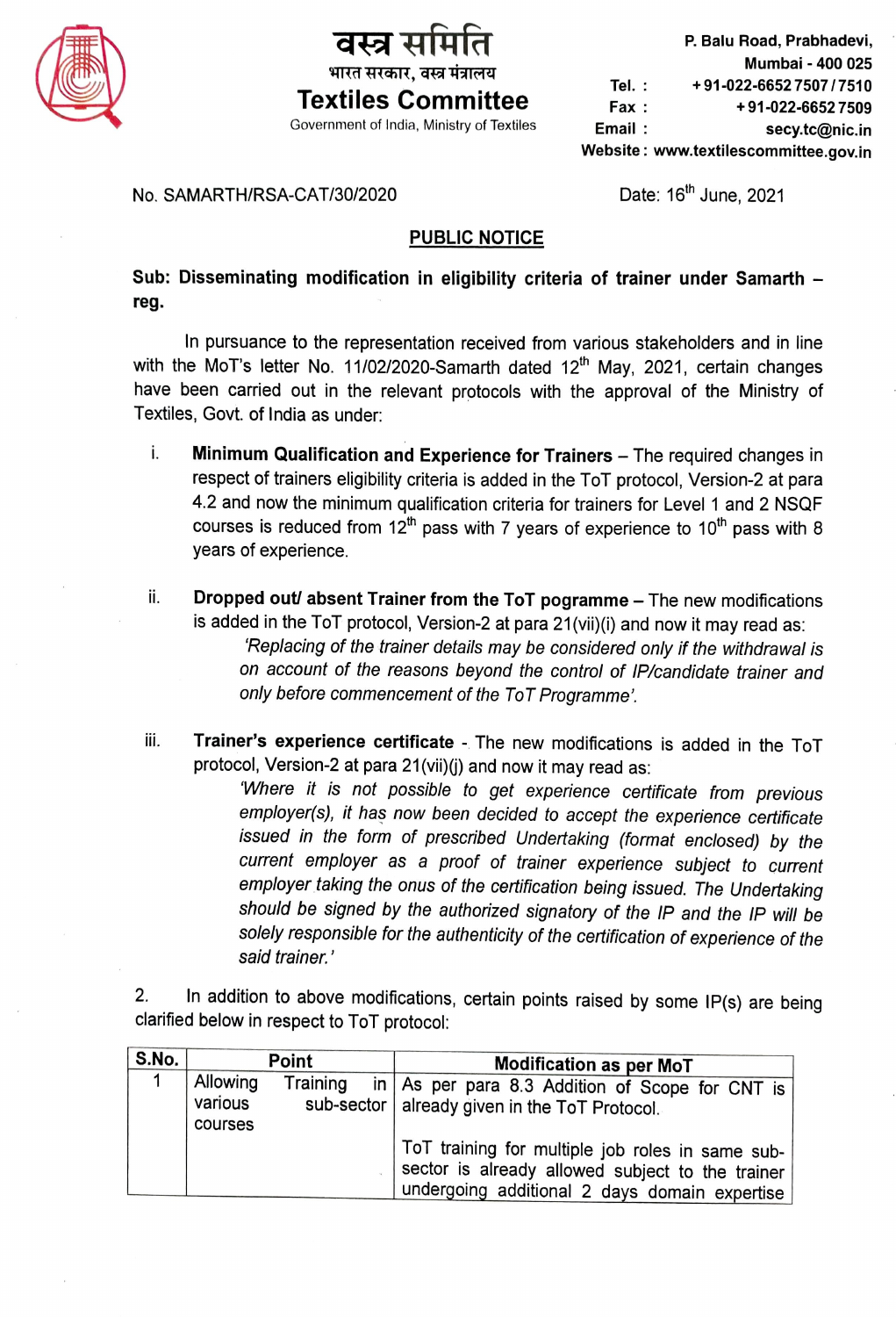वस्त्र समिति

भारत सरकार, वस्त्र मंत्रालय

**Textiles Committee**

Government of India, Ministry of Textiles

P. Balu Road, Prabhadevi,
Mumbai - 400 025
Tel. : +91-022-6652 7507 / 7510
Fax : +91-022-6652 7509
Email : secy.tc@nic.in
Website : www.textilescommittee.gov.in

No. SAMARTH/RSA-CAT/30/2020

Date: 16th June, 2021

## PUBLIC NOTICE

**Sub: Disseminating modification in eligibility criteria of trainer under Samarth – reg.**

In pursuance to the representation received from various stakeholders and in line with the MoT's letter No. 11/02/2020-Samarth dated 12th May, 2021, certain changes have been carried out in the relevant protocols with the approval of the Ministry of Textiles, Govt. of India as under:

i. **Minimum Qualification and Experience for Trainers** – The required changes in respect of trainers eligibility criteria is added in the ToT protocol, Version-2 at para 4.2 and now the minimum qualification criteria for trainers for Level 1 and 2 NSQF courses is reduced from 12th pass with 7 years of experience to 10th pass with 8 years of experience.

ii. **Dropped out/ absent Trainer from the ToT pogramme** – The new modifications is added in the ToT protocol, Version-2 at para 21(vii)(i) and now it may read as:

*'Replacing of the trainer details may be considered only if the withdrawal is on account of the reasons beyond the control of IP/candidate trainer and only before commencement of the ToT Programme'.*

iii. **Trainer's experience certificate** - The new modifications is added in the ToT protocol, Version-2 at para 21(vii)(j) and now it may read as:

*'Where it is not possible to get experience certificate from previous employer(s), it has now been decided to accept the experience certificate issued in the form of prescribed Undertaking (format enclosed) by the current employer as a proof of trainer experience subject to current employer taking the onus of the certification being issued. The Undertaking should be signed by the authorized signatory of the IP and the IP will be solely responsible for the authenticity of the certification of experience of the said trainer.'*

2. In addition to above modifications, certain points raised by some IP(s) are being clarified below in respect to ToT protocol:

| S.No. | Point | Modification as per MoT |
| --- | --- | --- |
| 1 | Allowing Training in various sub-sector courses | As per para 8.3 Addition of Scope for CNT is already given in the ToT Protocol.<br><br>ToT training for multiple job roles in same sub-sector is already allowed subject to the trainer undergoing additional 2 days domain expertise |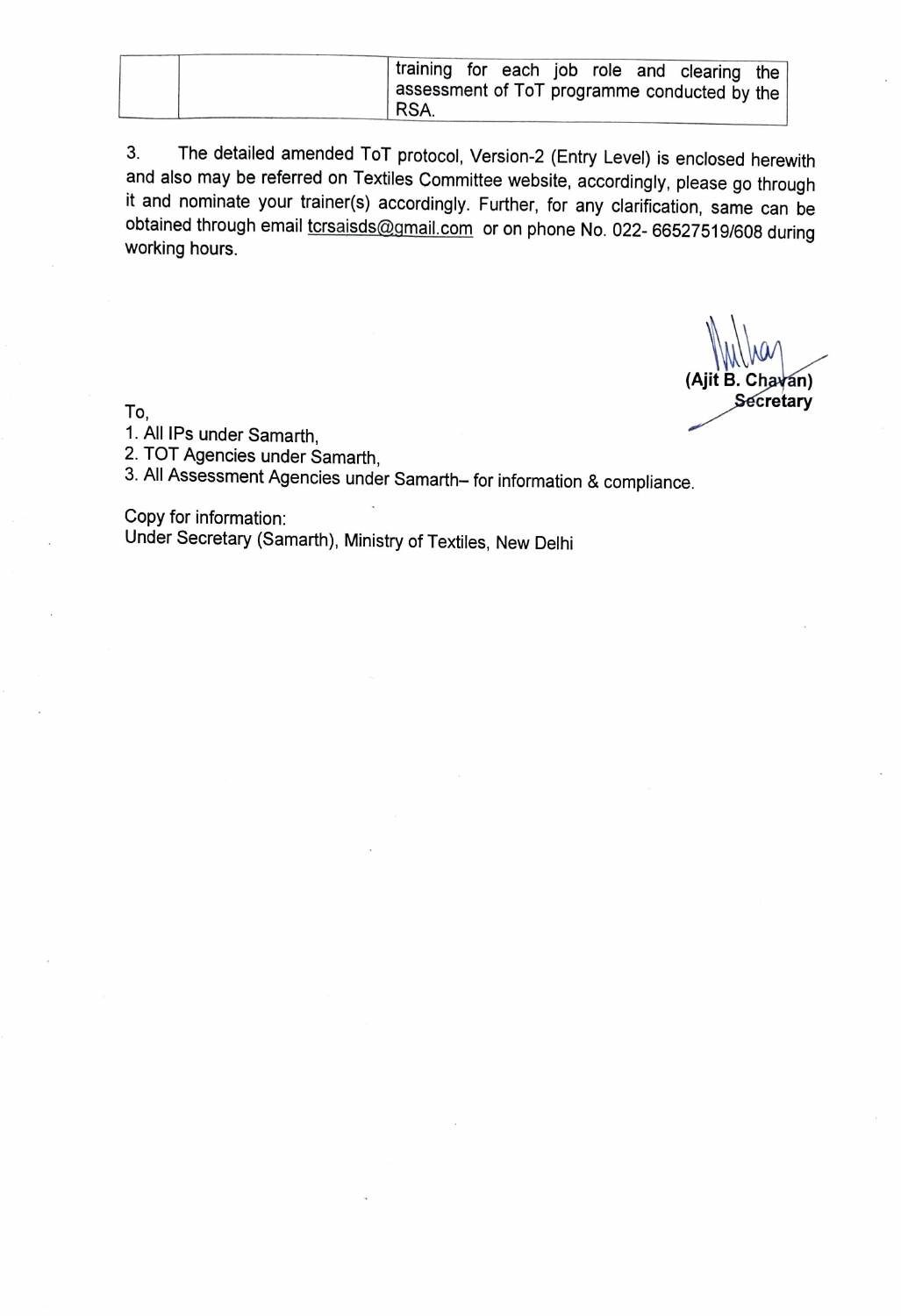| | | |
|---|---|---|
| | | training for each job role and clearing the assessment of ToT programme conducted by the RSA. |

3. The detailed amended ToT protocol, Version-2 (Entry Level) is enclosed herewith and also may be referred on Textiles Committee website, accordingly, please go through it and nominate your trainer(s) accordingly. Further, for any clarification, same can be obtained through email tcrsaisds@gmail.com or on phone No. 022- 66527519/608 during working hours.

**(Ajit B. Chavan)**
**Secretary**

To,
1. All IPs under Samarth,
2. TOT Agencies under Samarth,
3. All Assessment Agencies under Samarth– for information & compliance.

Copy for information:
Under Secretary (Samarth), Ministry of Textiles, New Delhi